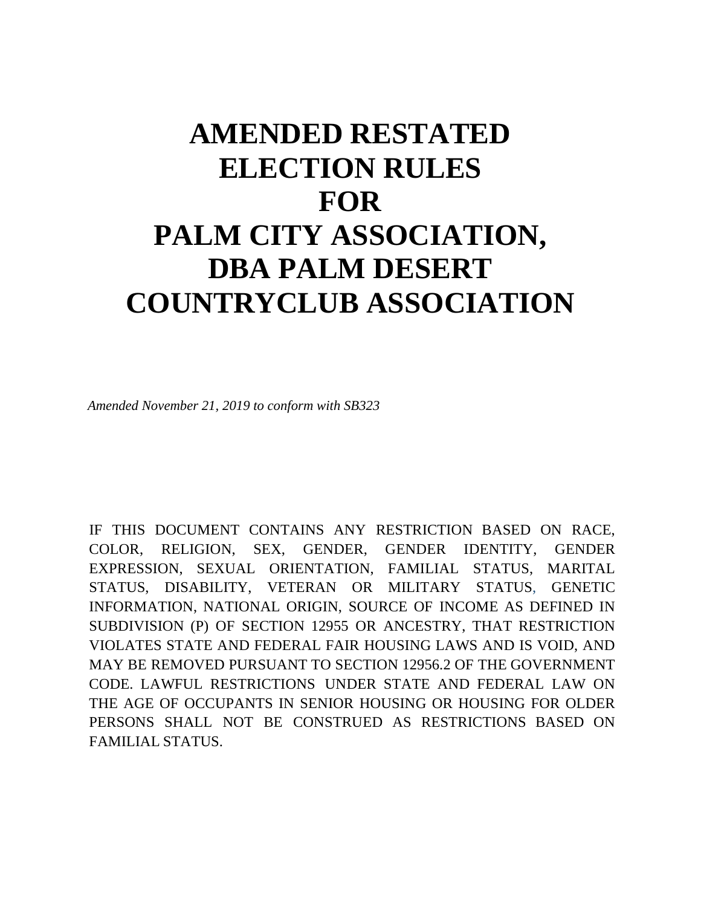# AMENDED RESTATED ELECTION RULES FOR PALM CITY ASSOCIATION, DBA PALM DESERT COUNTRYCLUB ASSOCIATION

*Amended November 21, 2019 to conform with SB323*

IF THIS DOCUMENT CONTAINS ANY RESTRICTION BASED ON RACE, COLOR, RELIGION, SEX, GENDER, GENDER IDENTITY, GENDER EXPRESSION, SEXUAL ORIENTATION, FAMILIAL STATUS, MARITAL STATUS, DISABILITY, VETERAN OR MILITARY STATUS, GENETIC INFORMATION, NATIONAL ORIGIN, SOURCE OF INCOME AS DEFINED IN SUBDIVISION (P) OF SECTION 12955 OR ANCESTRY, THAT RESTRICTION VIOLATES STATE AND FEDERAL FAIR HOUSING LAWS AND IS VOID, AND MAY BE REMOVED PURSUANT TO SECTION 12956.2 OF THE GOVERNMENT CODE. LAWFUL RESTRICTIONS UNDER STATE AND FEDERAL LAW ON THE AGE OF OCCUPANTS IN SENIOR HOUSING OR HOUSING FOR OLDER PERSONS SHALL NOT BE CONSTRUED AS RESTRICTIONS BASED ON FAMILIAL STATUS.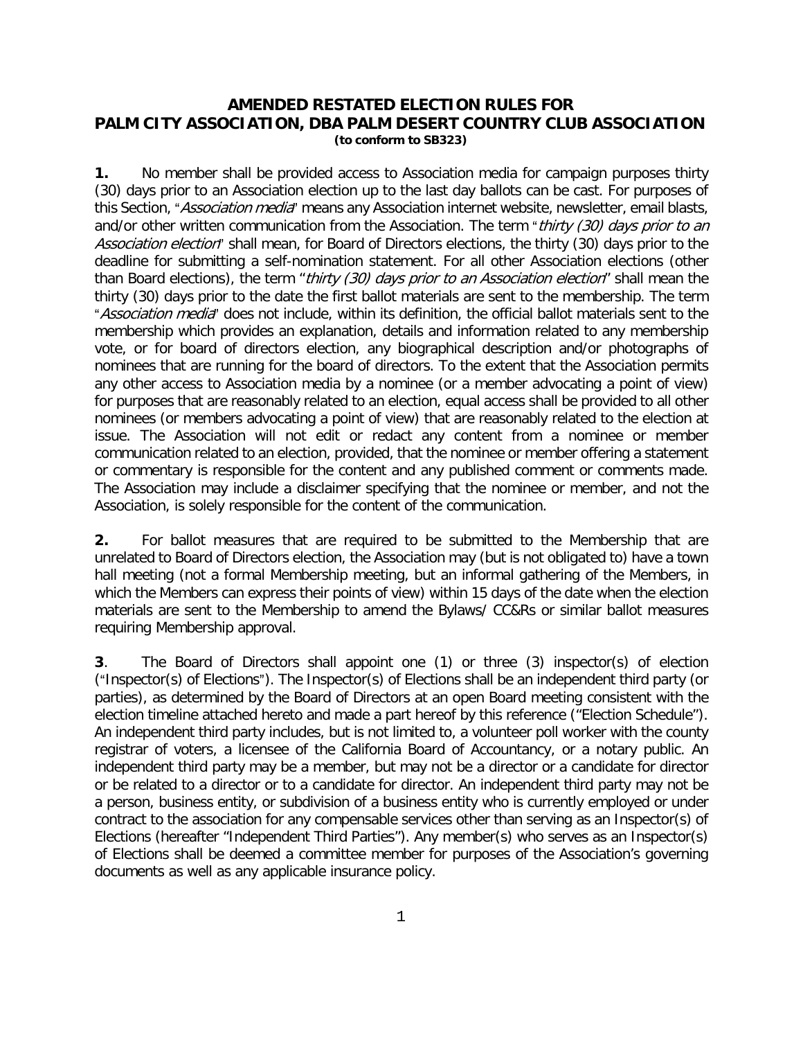# AMENDED RESTATED ELECTION RULES FOR PALM CITY ASSOCIATION, DBA PALM DESERT COUNTRY CLUB ASSOCIATION

**(to conform to SB323)**

**1.** No member shall be provided access to Association media for campaign purposes thirty (30) days prior to an Association election up to the last day ballots can be cast. For purposes of this Section, "*Association media*" means any Association internet website, newsletter, email blasts, and/or other written communication from the Association. The term "*thirty (30) days prior to an Association election*" shall mean, for Board of Directors elections, the thirty (30) days prior to the deadline for submitting a self-nomination statement. For all other Association elections (other than Board elections), the term "*thirty (30) days prior to an Association election*" shall mean the thirty (30) days prior to the date the first ballot materials are sent to the membership. The term "*Association media*" does not include, within its definition, the official ballot materials sent to the membership which provides an explanation, details and information related to any membership vote, or for board of directors election, any biographical description and/or photographs of nominees that are running for the board of directors. To the extent that the Association permits any other access to Association media by a nominee (or a member advocating a point of view) for purposes that are reasonably related to an election, equal access shall be provided to all other nominees (or members advocating a point of view) that are reasonably related to the election at issue. The Association will not edit or redact any content from a nominee or member communication related to an election, provided, that the nominee or member offering a statement or commentary is responsible for the content and any published comment or comments made. The Association may include a disclaimer specifying that the nominee or member, and not the Association, is solely responsible for the content of the communication.

**2.** For ballot measures that are required to be submitted to the Membership that are unrelated to Board of Directors election, the Association may (but is not obligated to) have a town hall meeting (not a formal Membership meeting, but an informal gathering of the Members, in which the Members can express their points of view) within 15 days of the date when the election materials are sent to the Membership to amend the Bylaws/ CC&Rs or similar ballot measures requiring Membership approval.

**3**. The Board of Directors shall appoint one (1) or three (3) inspector(s) of election ("Inspector(s) of Elections"). The Inspector(s) of Elections shall be an independent third party (or parties), as determined by the Board of Directors at an open Board meeting consistent with the election timeline attached hereto and made a part hereof by this reference ("Election Schedule"). An independent third party includes, but is not limited to, a volunteer poll worker with the county registrar of voters, a licensee of the California Board of Accountancy, or a notary public. An independent third party may be a member, but may not be a director or a candidate for director or be related to a director or to a candidate for director. An independent third party may not be a person, business entity, or subdivision of a business entity who is currently employed or under contract to the association for any compensable services other than serving as an Inspector(s) of Elections (hereafter "Independent Third Parties"). Any member(s) who serves as an Inspector(s) of Elections shall be deemed a committee member for purposes of the Association's governing documents as well as any applicable insurance policy.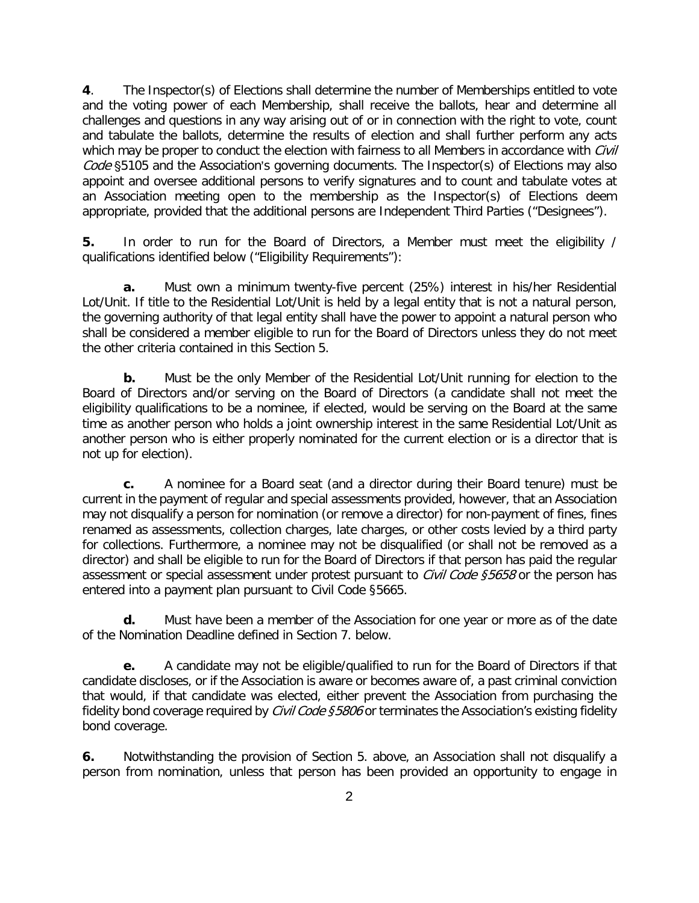**4**. The Inspector(s) of Elections shall determine the number of Memberships entitled to vote and the voting power of each Membership, shall receive the ballots, hear and determine all challenges and questions in any way arising out of or in connection with the right to vote, count and tabulate the ballots, determine the results of election and shall further perform any acts which may be proper to conduct the election with fairness to all Members in accordance with *Civil Code* §5105 and the Association's governing documents. The Inspector(s) of Elections may also appoint and oversee additional persons to verify signatures and to count and tabulate votes at an Association meeting open to the membership as the Inspector(s) of Elections deem appropriate, provided that the additional persons are Independent Third Parties ("Designees").

**5.** In order to run for the Board of Directors, a Member must meet the eligibility / qualifications identified below ("Eligibility Requirements"):

**a.** Must own a minimum twenty-five percent (25%) interest in his/her Residential Lot/Unit. If title to the Residential Lot/Unit is held by a legal entity that is not a natural person, the governing authority of that legal entity shall have the power to appoint a natural person who shall be considered a member eligible to run for the Board of Directors unless they do not meet the other criteria contained in this Section 5.

**b.** Must be the only Member of the Residential Lot/Unit running for election to the Board of Directors and/or serving on the Board of Directors (a candidate shall not meet the eligibility qualifications to be a nominee, if elected, would be serving on the Board at the same time as another person who holds a joint ownership interest in the same Residential Lot/Unit as another person who is either properly nominated for the current election or is a director that is not up for election).

**c.** A nominee for a Board seat (and a director during their Board tenure) must be current in the payment of regular and special assessments provided, however, that an Association may not disqualify a person for nomination (or remove a director) for non-payment of fines, fines renamed as assessments, collection charges, late charges, or other costs levied by a third party for collections. Furthermore, a nominee may not be disqualified (or shall not be removed as a director) and shall be eligible to run for the Board of Directors if that person has paid the regular assessment or special assessment under protest pursuant to *Civil Code §5658* or the person has entered into a payment plan pursuant to Civil Code §5665.

**d.** Must have been a member of the Association for one year or more as of the date of the Nomination Deadline defined in Section 7. below.

**e.** A candidate may not be eligible/qualified to run for the Board of Directors if that candidate discloses, or if the Association is aware or becomes aware of, a past criminal conviction that would, if that candidate was elected, either prevent the Association from purchasing the fidelity bond coverage required by *Civil Code §5806* or terminates the Association's existing fidelity bond coverage.

**6.** Notwithstanding the provision of Section 5. above, an Association shall not disqualify a person from nomination, unless that person has been provided an opportunity to engage in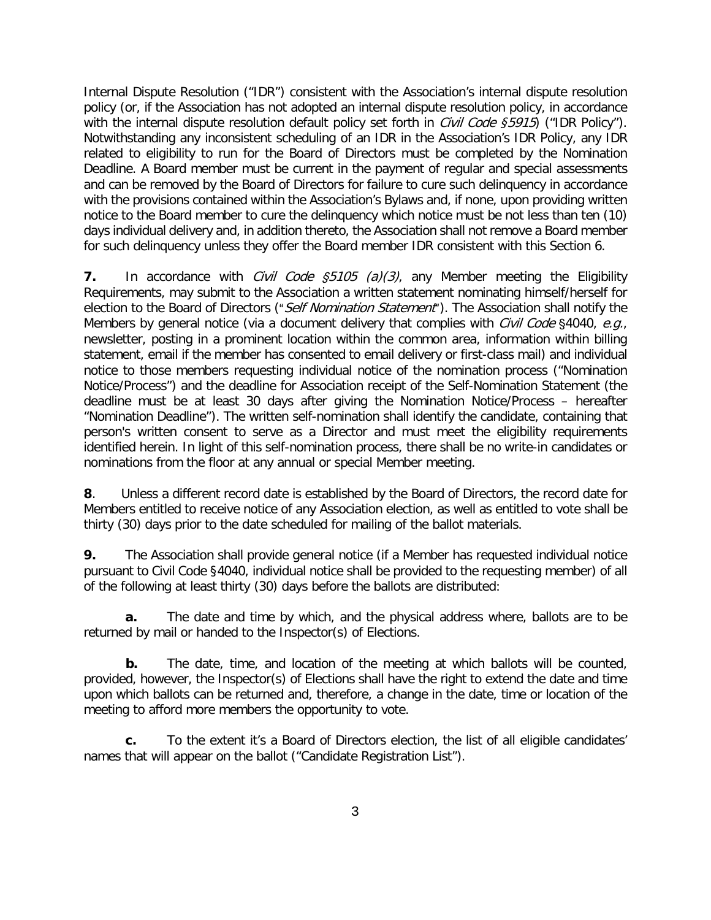Internal Dispute Resolution ("IDR") consistent with the Association's internal dispute resolution policy (or, if the Association has not adopted an internal dispute resolution policy, in accordance with the internal dispute resolution default policy set forth in *Civil Code §5915*) ("IDR Policy"). Notwithstanding any inconsistent scheduling of an IDR in the Association's IDR Policy, any IDR related to eligibility to run for the Board of Directors must be completed by the Nomination Deadline. A Board member must be current in the payment of regular and special assessments and can be removed by the Board of Directors for failure to cure such delinquency in accordance with the provisions contained within the Association's Bylaws and, if none, upon providing written notice to the Board member to cure the delinquency which notice must be not less than ten (10) days individual delivery and, in addition thereto, the Association shall not remove a Board member for such delinquency unless they offer the Board member IDR consistent with this Section 6.

**7.** In accordance with *Civil Code §5105 (a)(3)*, any Member meeting the Eligibility Requirements, may submit to the Association a written statement nominating himself/herself for election to the Board of Directors ("*Self Nomination Statement*"). The Association shall notify the Members by general notice (via a document delivery that complies with *Civil Code* §4040, *e.g.*, newsletter, posting in a prominent location within the common area, information within billing statement, email if the member has consented to email delivery or first-class mail) and individual notice to those members requesting individual notice of the nomination process ("Nomination Notice/Process") and the deadline for Association receipt of the Self-Nomination Statement (the deadline must be at least 30 days after giving the Nomination Notice/Process – hereafter "Nomination Deadline"). The written self-nomination shall identify the candidate, containing that person's written consent to serve as a Director and must meet the eligibility requirements identified herein. In light of this self-nomination process, there shall be no write-in candidates or nominations from the floor at any annual or special Member meeting.

**8**. Unless a different record date is established by the Board of Directors, the record date for Members entitled to receive notice of any Association election, as well as entitled to vote shall be thirty (30) days prior to the date scheduled for mailing of the ballot materials.

**9.** The Association shall provide general notice (if a Member has requested individual notice pursuant to Civil Code §4040, individual notice shall be provided to the requesting member) of all of the following at least thirty (30) days before the ballots are distributed:

**a.** The date and time by which, and the physical address where, ballots are to be returned by mail or handed to the Inspector(s) of Elections.

**b.** The date, time, and location of the meeting at which ballots will be counted, provided, however, the Inspector(s) of Elections shall have the right to extend the date and time upon which ballots can be returned and, therefore, a change in the date, time or location of the meeting to afford more members the opportunity to vote.

**c.** To the extent it's a Board of Directors election, the list of all eligible candidates' names that will appear on the ballot ("Candidate Registration List").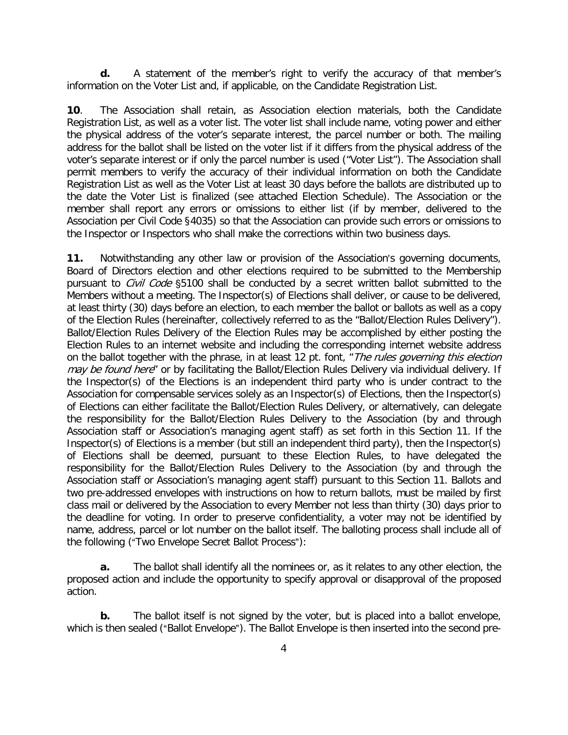**d.** A statement of the member's right to verify the accuracy of that member's information on the Voter List and, if applicable, on the Candidate Registration List.

**10**. The Association shall retain, as Association election materials, both the Candidate Registration List, as well as a voter list. The voter list shall include name, voting power and either the physical address of the voter's separate interest, the parcel number or both. The mailing address for the ballot shall be listed on the voter list if it differs from the physical address of the voter's separate interest or if only the parcel number is used ("Voter List"). The Association shall permit members to verify the accuracy of their individual information on both the Candidate Registration List as well as the Voter List at least 30 days before the ballots are distributed up to the date the Voter List is finalized (see attached Election Schedule). The Association or the member shall report any errors or omissions to either list (if by member, delivered to the Association per Civil Code §4035) so that the Association can provide such errors or omissions to the Inspector or Inspectors who shall make the corrections within two business days.

**11.** Notwithstanding any other law or provision of the Association's governing documents, Board of Directors election and other elections required to be submitted to the Membership pursuant to *Civil Code* §5100 shall be conducted by a secret written ballot submitted to the Members without a meeting. The Inspector(s) of Elections shall deliver, or cause to be delivered, at least thirty (30) days before an election, to each member the ballot or ballots as well as a copy of the Election Rules (hereinafter, collectively referred to as the "Ballot/Election Rules Delivery"). Ballot/Election Rules Delivery of the Election Rules may be accomplished by either posting the Election Rules to an internet website and including the corresponding internet website address on the ballot together with the phrase, in at least 12 pt. font, "*The rules governing this election may be found here*" or by facilitating the Ballot/Election Rules Delivery via individual delivery. If the Inspector(s) of the Elections is an independent third party who is under contract to the Association for compensable services solely as an Inspector(s) of Elections, then the Inspector(s) of Elections can either facilitate the Ballot/Election Rules Delivery, or alternatively, can delegate the responsibility for the Ballot/Election Rules Delivery to the Association (by and through Association staff or Association's managing agent staff) as set forth in this Section 11. If the Inspector(s) of Elections is a member (but still an independent third party), then the Inspector(s) of Elections shall be deemed, pursuant to these Election Rules, to have delegated the responsibility for the Ballot/Election Rules Delivery to the Association (by and through the Association staff or Association's managing agent staff) pursuant to this Section 11. Ballots and two pre-addressed envelopes with instructions on how to return ballots, must be mailed by first class mail or delivered by the Association to every Member not less than thirty (30) days prior to the deadline for voting. In order to preserve confidentiality, a voter may not be identified by name, address, parcel or lot number on the ballot itself. The balloting process shall include all of the following ("Two Envelope Secret Ballot Process"):

**a.** The ballot shall identify all the nominees or, as it relates to any other election, the proposed action and include the opportunity to specify approval or disapproval of the proposed action.

**b.** The ballot itself is not signed by the voter, but is placed into a ballot envelope, which is then sealed ("Ballot Envelope"). The Ballot Envelope is then inserted into the second pre-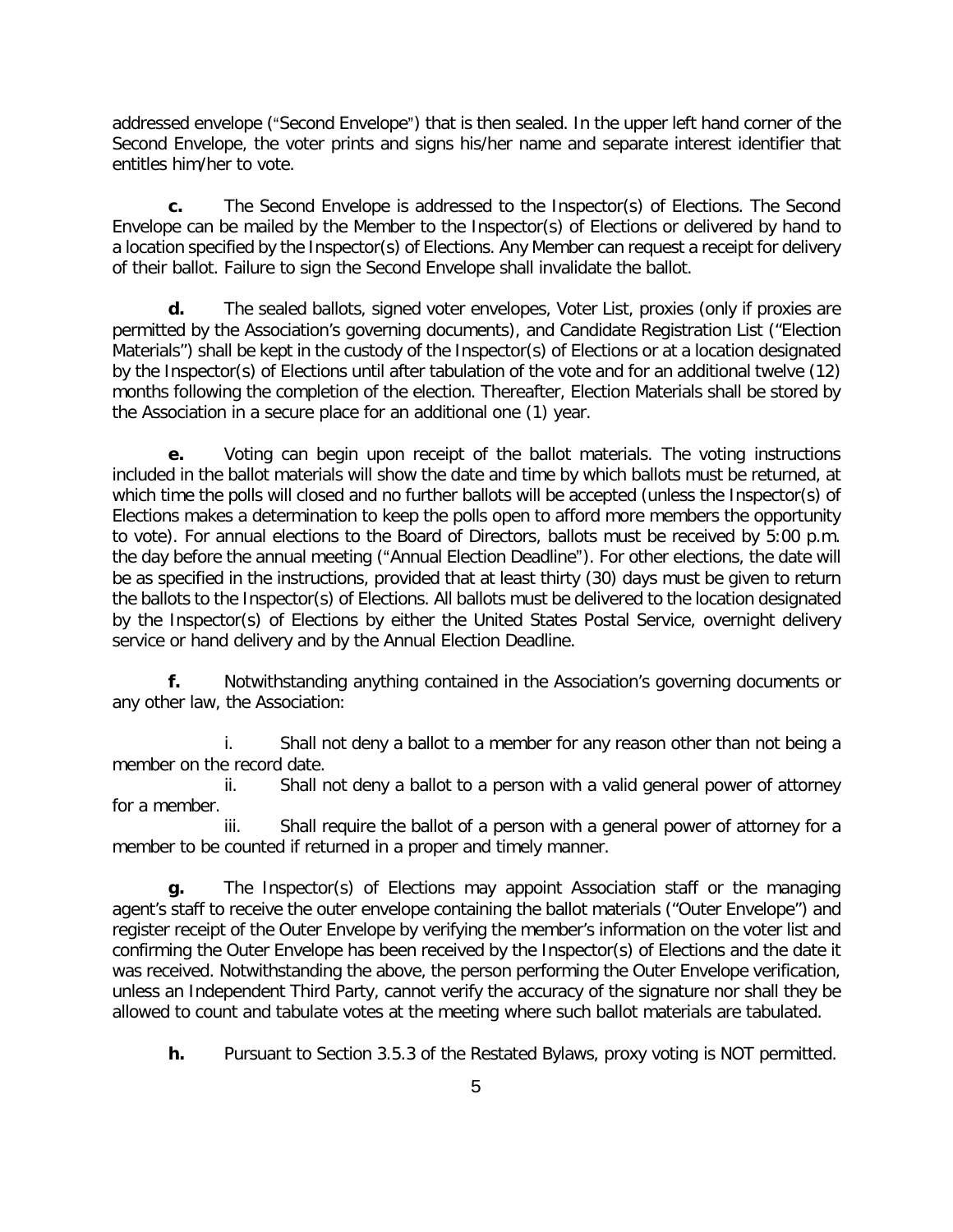addressed envelope ("Second Envelope") that is then sealed. In the upper left hand corner of the Second Envelope, the voter prints and signs his/her name and separate interest identifier that entitles him/her to vote.

**c.** The Second Envelope is addressed to the Inspector(s) of Elections. The Second Envelope can be mailed by the Member to the Inspector(s) of Elections or delivered by hand to a location specified by the Inspector(s) of Elections. Any Member can request a receipt for delivery of their ballot. Failure to sign the Second Envelope shall invalidate the ballot.

**d.** The sealed ballots, signed voter envelopes, Voter List, proxies (only if proxies are permitted by the Association's governing documents), and Candidate Registration List ("Election Materials") shall be kept in the custody of the Inspector(s) of Elections or at a location designated by the Inspector(s) of Elections until after tabulation of the vote and for an additional twelve (12) months following the completion of the election. Thereafter, Election Materials shall be stored by the Association in a secure place for an additional one (1) year.

**e.** Voting can begin upon receipt of the ballot materials. The voting instructions included in the ballot materials will show the date and time by which ballots must be returned, at which time the polls will closed and no further ballots will be accepted (unless the Inspector(s) of Elections makes a determination to keep the polls open to afford more members the opportunity to vote). For annual elections to the Board of Directors, ballots must be received by 5:00 p.m. the day before the annual meeting ("Annual Election Deadline"). For other elections, the date will be as specified in the instructions, provided that at least thirty (30) days must be given to return the ballots to the Inspector(s) of Elections. All ballots must be delivered to the location designated by the Inspector(s) of Elections by either the United States Postal Service, overnight delivery service or hand delivery and by the Annual Election Deadline.

**f.** Notwithstanding anything contained in the Association's governing documents or any other law, the Association:

i. Shall not deny a ballot to a member for any reason other than not being a member on the record date.

ii. Shall not deny a ballot to a person with a valid general power of attorney for a member.

iii. Shall require the ballot of a person with a general power of attorney for a member to be counted if returned in a proper and timely manner.

**g.** The Inspector(s) of Elections may appoint Association staff or the managing agent's staff to receive the outer envelope containing the ballot materials ("Outer Envelope") and register receipt of the Outer Envelope by verifying the member's information on the voter list and confirming the Outer Envelope has been received by the Inspector(s) of Elections and the date it was received. Notwithstanding the above, the person performing the Outer Envelope verification, unless an Independent Third Party, cannot verify the accuracy of the signature nor shall they be allowed to count and tabulate votes at the meeting where such ballot materials are tabulated.

**h.** Pursuant to Section 3.5.3 of the Restated Bylaws, proxy voting is NOT permitted.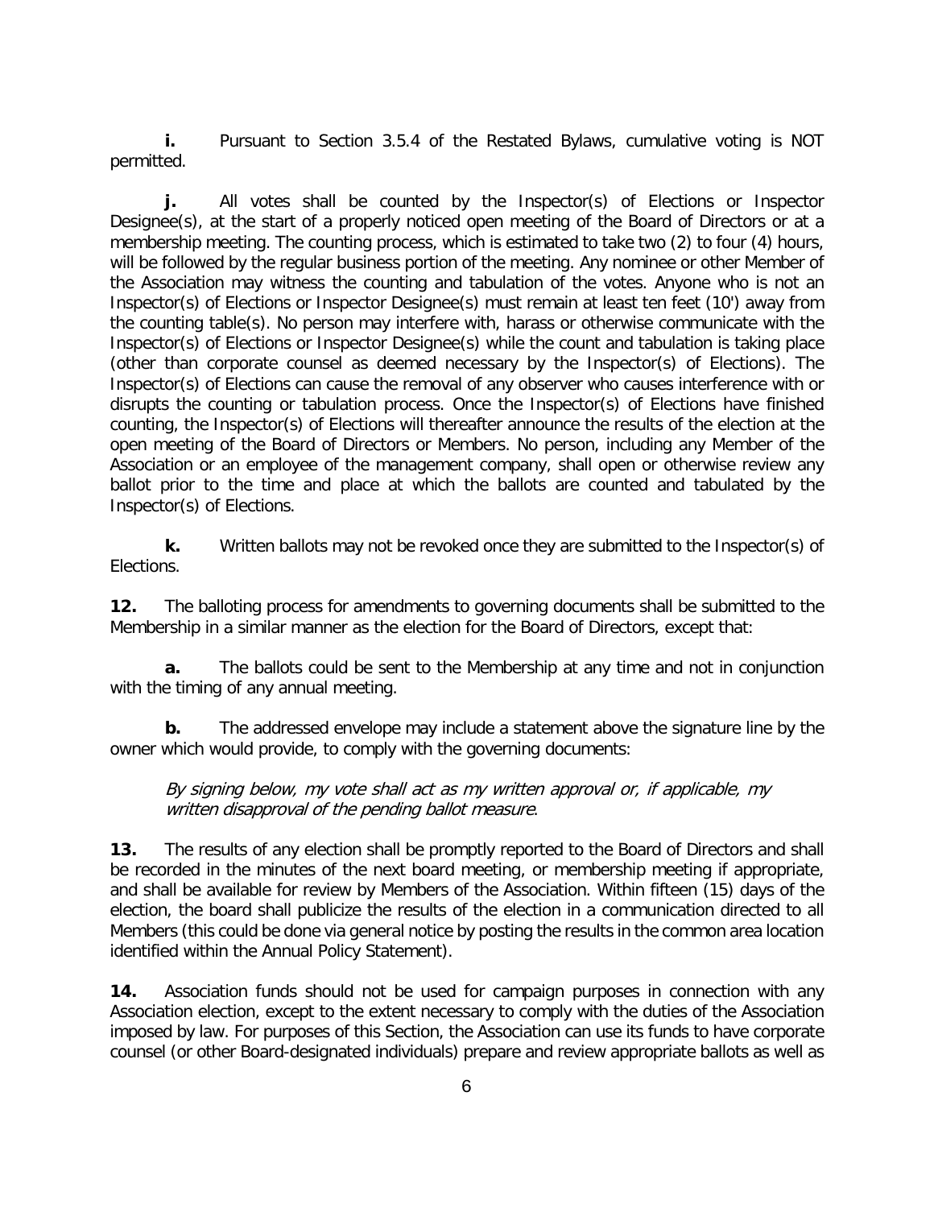**i.** Pursuant to Section 3.5.4 of the Restated Bylaws, cumulative voting is NOT permitted.

**j.** All votes shall be counted by the Inspector(s) of Elections or Inspector Designee(s), at the start of a properly noticed open meeting of the Board of Directors or at a membership meeting. The counting process, which is estimated to take two (2) to four (4) hours, will be followed by the regular business portion of the meeting. Any nominee or other Member of the Association may witness the counting and tabulation of the votes. Anyone who is not an Inspector(s) of Elections or Inspector Designee(s) must remain at least ten feet (10') away from the counting table(s). No person may interfere with, harass or otherwise communicate with the Inspector(s) of Elections or Inspector Designee(s) while the count and tabulation is taking place (other than corporate counsel as deemed necessary by the Inspector(s) of Elections). The Inspector(s) of Elections can cause the removal of any observer who causes interference with or disrupts the counting or tabulation process. Once the Inspector(s) of Elections have finished counting, the Inspector(s) of Elections will thereafter announce the results of the election at the open meeting of the Board of Directors or Members. No person, including any Member of the Association or an employee of the management company, shall open or otherwise review any ballot prior to the time and place at which the ballots are counted and tabulated by the Inspector(s) of Elections.

**k.** Written ballots may not be revoked once they are submitted to the Inspector(s) of Elections.

**12.** The balloting process for amendments to governing documents shall be submitted to the Membership in a similar manner as the election for the Board of Directors, except that:

**a.** The ballots could be sent to the Membership at any time and not in conjunction with the timing of any annual meeting.

**b.** The addressed envelope may include a statement above the signature line by the owner which would provide, to comply with the governing documents:

*By signing below, my vote shall act as my written approval or, if applicable, my written disapproval of the pending ballot measure*.

**13.** The results of any election shall be promptly reported to the Board of Directors and shall be recorded in the minutes of the next board meeting, or membership meeting if appropriate, and shall be available for review by Members of the Association. Within fifteen (15) days of the election, the board shall publicize the results of the election in a communication directed to all Members (this could be done via general notice by posting the results in the common area location identified within the Annual Policy Statement).

**14.** Association funds should not be used for campaign purposes in connection with any Association election, except to the extent necessary to comply with the duties of the Association imposed by law. For purposes of this Section, the Association can use its funds to have corporate counsel (or other Board-designated individuals) prepare and review appropriate ballots as well as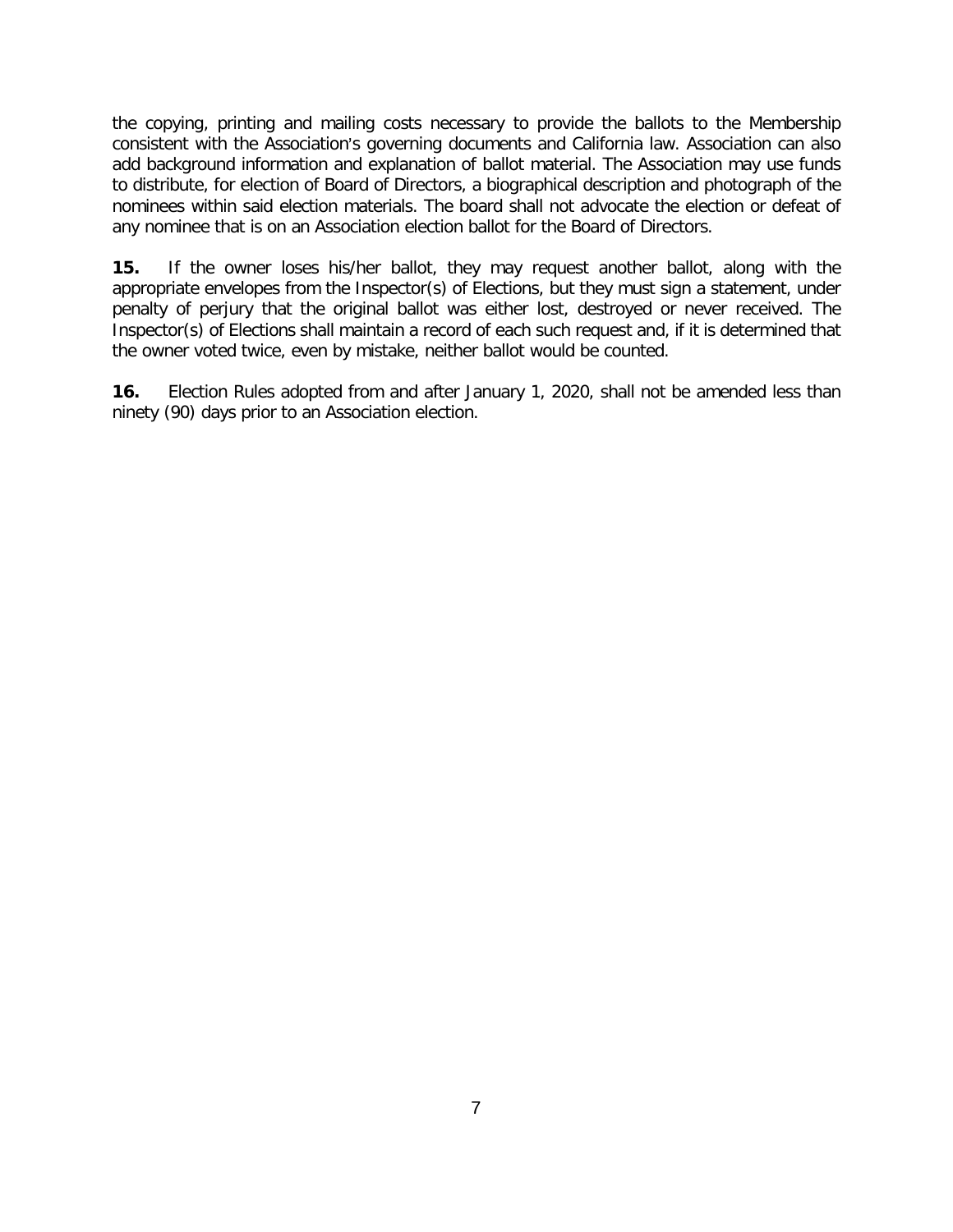the copying, printing and mailing costs necessary to provide the ballots to the Membership consistent with the Association's governing documents and California law. Association can also add background information and explanation of ballot material. The Association may use funds to distribute, for election of Board of Directors, a biographical description and photograph of the nominees within said election materials. The board shall not advocate the election or defeat of any nominee that is on an Association election ballot for the Board of Directors.

**15.** If the owner loses his/her ballot, they may request another ballot, along with the appropriate envelopes from the Inspector(s) of Elections, but they must sign a statement, under penalty of perjury that the original ballot was either lost, destroyed or never received. The Inspector(s) of Elections shall maintain a record of each such request and, if it is determined that the owner voted twice, even by mistake, neither ballot would be counted.

**16.** Election Rules adopted from and after January 1, 2020, shall not be amended less than ninety (90) days prior to an Association election.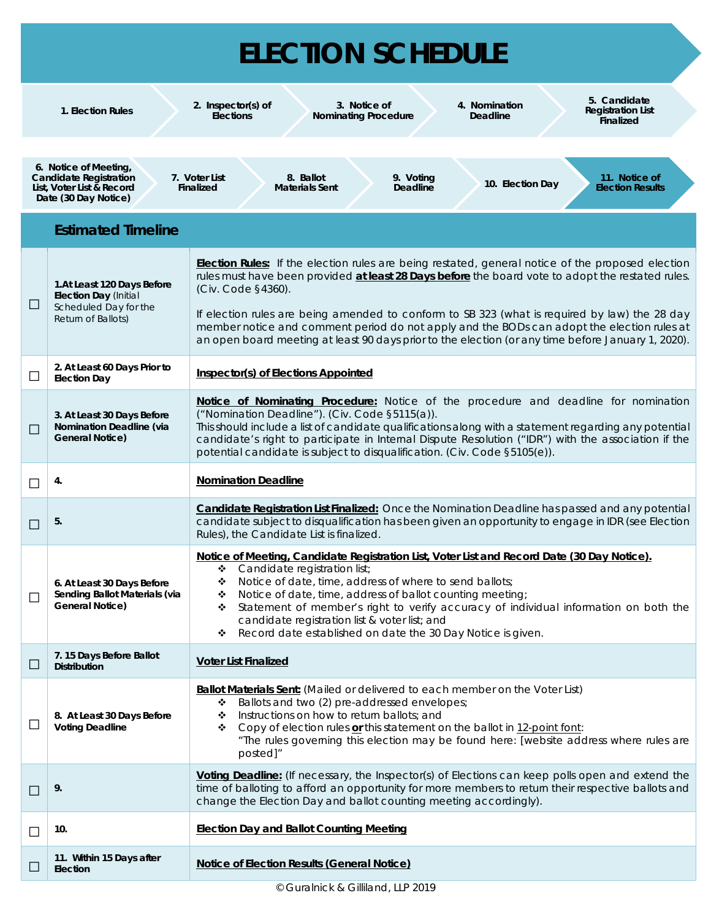# ELECTION SCHEDULE

1. Election Rules
2. Inspector(s) of Elections
3. Notice of Nominating Procedure
4. Nomination Deadline
5. Candidate Registration List Finalized
6. Notice of Meeting, Candidate Registration List, Voter List & Record Date (30 Day Notice)
7. Voter List Finalized
8. Ballot Materials Sent
9. Voting Deadline
10. Election Day
11. Notice of Election Results

## Estimated Timeline

| | | |
|---|---|---|
| ☐ | **1. At Least 120 Days Before Election Day** (Initial Scheduled Day for the Return of Ballots) | **Election Rules:** If the election rules are being restated, general notice of the proposed election rules must have been provided **at least 28 Days before** the board vote to adopt the restated rules. (Civ. Code §4360).<br><br>If election rules are being amended to conform to SB 323 (what is required by law) the 28 day member notice and comment period do not apply and the BODs can adopt the election rules at an open board meeting at least 90 days prior to the election (or any time before January 1, 2020). |
| ☐ | **2. At Least 60 Days Prior to Election Day** | **Inspector(s) of Elections Appointed** |
| ☐ | **3. At Least 30 Days Before Nomination Deadline (via General Notice)** | **Notice of Nominating Procedure:** Notice of the procedure and deadline for nomination ("Nomination Deadline"). (Civ. Code §5115(a)).<br>This should include a list of candidate qualifications along with a statement regarding any potential candidate's right to participate in Internal Dispute Resolution ("IDR") with the association if the potential candidate is subject to disqualification. (Civ. Code §5105(e)). |
| ☐ | **4.** | **Nomination Deadline** |
| ☐ | **5.** | **Candidate Registration List Finalized:** Once the Nomination Deadline has passed and any potential candidate subject to disqualification has been given an opportunity to engage in IDR (see Election Rules), the Candidate List is finalized. |
| ☐ | **6. At Least 30 Days Before Sending Ballot Materials (via General Notice)** | **Notice of Meeting, Candidate Registration List, Voter List and Record Date (30 Day Notice).**<br>❖ Candidate registration list;<br>❖ Notice of date, time, address of where to send ballots;<br>❖ Notice of date, time, address of ballot counting meeting;<br>❖ Statement of member's right to verify accuracy of individual information on both the candidate registration list & voter list; and<br>❖ Record date established on date the 30 Day Notice is given. |
| ☐ | **7. 15 Days Before Ballot Distribution** | **Voter List Finalized** |
| ☐ | **8. At Least 30 Days Before Voting Deadline** | **Ballot Materials Sent:** (Mailed or delivered to each member on the Voter List)<br>❖ Ballots and two (2) pre-addressed envelopes;<br>❖ Instructions on how to return ballots; and<br>❖ Copy of election rules **or** this statement on the ballot in 12-point font:<br>"The rules governing this election may be found here: [website address where rules are posted]" |
| ☐ | **9.** | **Voting Deadline:** (If necessary, the Inspector(s) of Elections can keep polls open and extend the time of balloting to afford an opportunity for more members to return their respective ballots and change the Election Day and ballot counting meeting accordingly). |
| ☐ | **10.** | **Election Day and Ballot Counting Meeting** |
| ☐ | **11. Within 15 Days after Election** | **Notice of Election Results (General Notice)** |

© Guralnick & Gilliland, LLP 2019